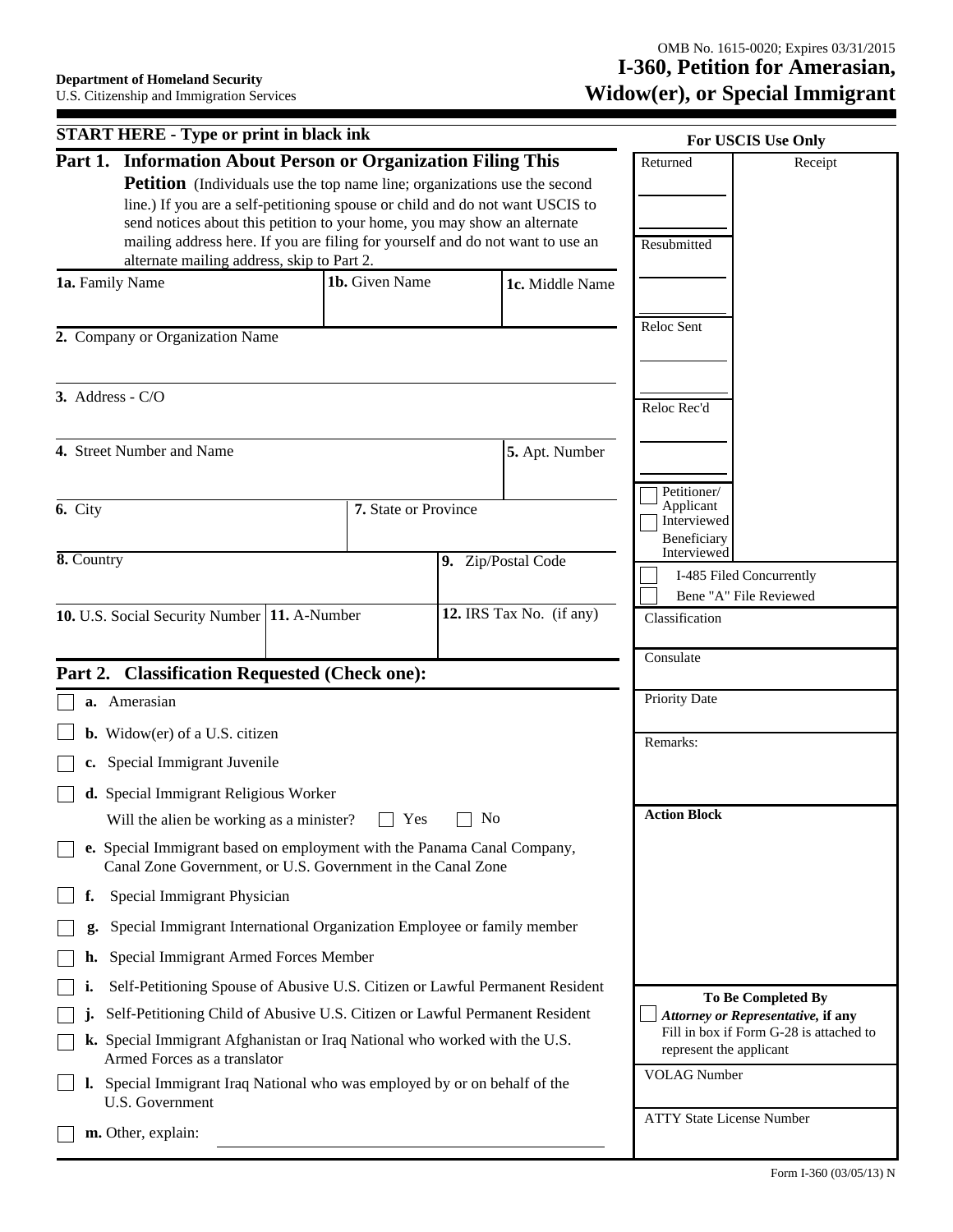Department of Homeland Security
U.S. Citizenship and Immigration Services

OMB No. 1615-0020; Expires 03/31/2015

# I-360, Petition for Amerasian, Widow(er), or Special Immigrant

**START HERE - Type or print in black ink**

## Part 1. Information About Person or Organization Filing This Petition

(Individuals use the top name line; organizations use the second line.) If you are a self-petitioning spouse or child and do not want USCIS to send notices about this petition to your home, you may show an alternate mailing address here. If you are filing for yourself and do not want to use an alternate mailing address, skip to Part 2.

| **1a.** Family Name | **1b.** Given Name | **1c.** Middle Name |
|---|---|---|
| | | |

**2.** Company or Organization Name

**3.** Address - C/O

| **4.** Street Number and Name | **5.** Apt. Number |
|---|---|
| | |

| **6.** City | **7.** State or Province |
|---|---|
| | |

| **8.** Country | **9.** Zip/Postal Code |
|---|---|
| | |

| **10.** U.S. Social Security Number | **11.** A-Number | **12.** IRS Tax No. (if any) |
|---|---|---|
| | | |

## Part 2. Classification Requested (Check one):

- ☐ **a.** Amerasian
- ☐ **b.** Widow(er) of a U.S. citizen
- ☐ **c.** Special Immigrant Juvenile
- ☐ **d.** Special Immigrant Religious Worker
  Will the alien be working as a minister? ☐ Yes ☐ No
- ☐ **e.** Special Immigrant based on employment with the Panama Canal Company, Canal Zone Government, or U.S. Government in the Canal Zone
- ☐ **f.** Special Immigrant Physician
- ☐ **g.** Special Immigrant International Organization Employee or family member
- ☐ **h.** Special Immigrant Armed Forces Member
- ☐ **i.** Self-Petitioning Spouse of Abusive U.S. Citizen or Lawful Permanent Resident
- ☐ **j.** Self-Petitioning Child of Abusive U.S. Citizen or Lawful Permanent Resident
- ☐ **k.** Special Immigrant Afghanistan or Iraq National who worked with the U.S. Armed Forces as a translator
- ☐ **l.** Special Immigrant Iraq National who was employed by or on behalf of the U.S. Government
- ☐ **m.** Other, explain: ______________________

**For USCIS Use Only**

| Returned | Receipt |
|---|---|
| Resubmitted | |
| Reloc Sent | |
| Reloc Rec'd | |
| ☐ Petitioner/ Applicant Interviewed | |
| ☐ Beneficiary Interviewed | |

☐ I-485 Filed Concurrently
☐ Bene "A" File Reviewed

Classification

Consulate

Priority Date

Remarks:

**Action Block**

**To Be Completed By** ***Attorney or Representative,*** **if any**
☐ Fill in box if Form G-28 is attached to represent the applicant

VOLAG Number

ATTY State License Number

Form I-360 (03/05/13) N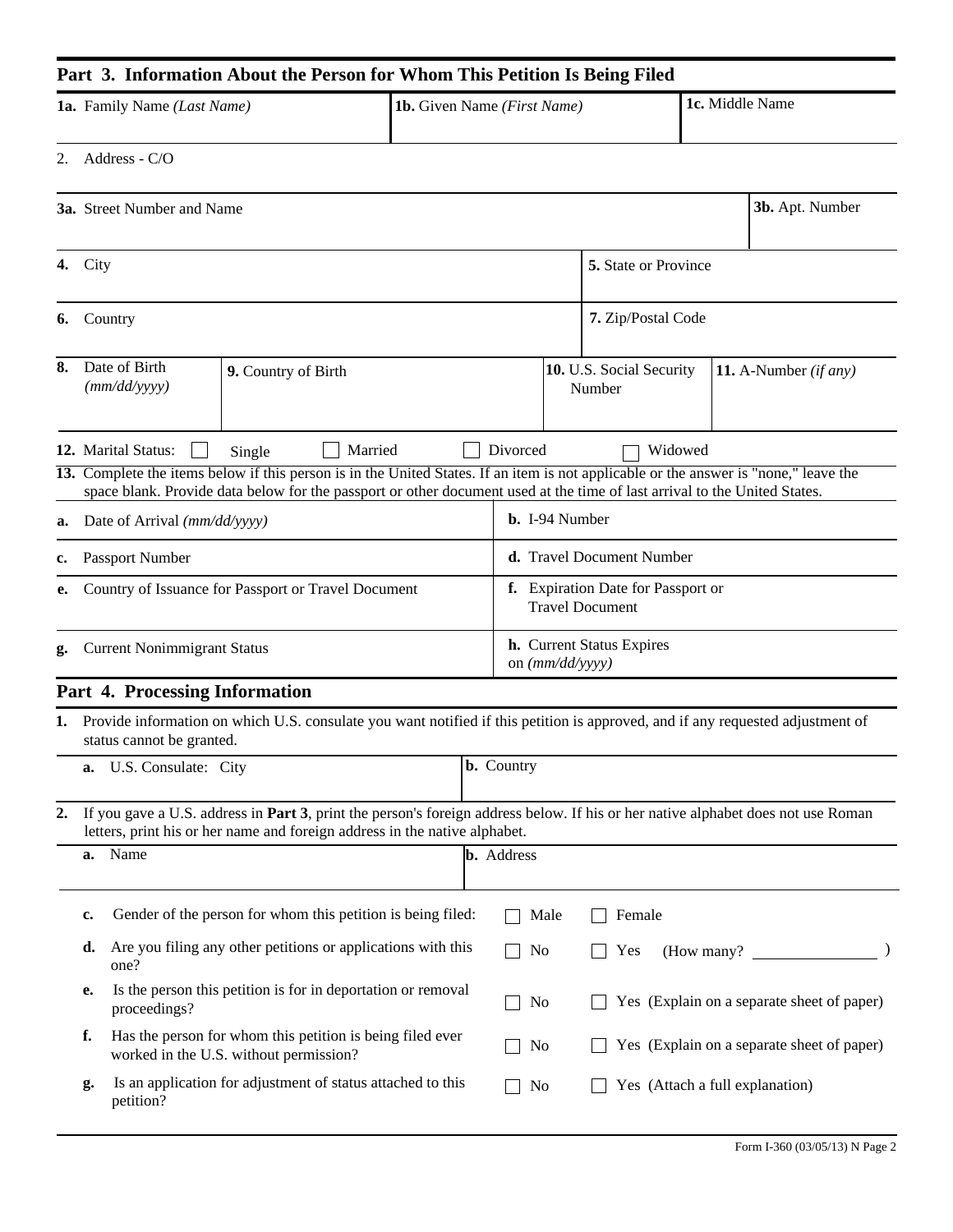## Part 3. Information About the Person for Whom This Petition Is Being Filed

| **1a.** Family Name *(Last Name)* | **1b.** Given Name *(First Name)* | **1c.** Middle Name |
|---|---|---|
| | | |

2. Address - C/O

| **3a.** Street Number and Name | **3b.** Apt. Number |
|---|---|
| | |

| **4.** City | **5.** State or Province |
|---|---|
| **6.** Country | **7.** Zip/Postal Code |

| **8.** Date of Birth *(mm/dd/yyyy)* | **9.** Country of Birth | **10.** U.S. Social Security Number | **11.** A-Number *(if any)* |
|---|---|---|---|
| | | | |

**12.** Marital Status: ☐ Single ☐ Married ☐ Divorced ☐ Widowed

**13.** Complete the items below if this person is in the United States. If an item is not applicable or the answer is "none," leave the space blank. Provide data below for the passport or other document used at the time of last arrival to the United States.

| | |
|---|---|
| **a.** Date of Arrival *(mm/dd/yyyy)* | **b.** I-94 Number |
| **c.** Passport Number | **d.** Travel Document Number |
| **e.** Country of Issuance for Passport or Travel Document | **f.** Expiration Date for Passport or Travel Document |
| **g.** Current Nonimmigrant Status | **h.** Current Status Expires on *(mm/dd/yyyy)* |

## Part 4. Processing Information

**1.** Provide information on which U.S. consulate you want notified if this petition is approved, and if any requested adjustment of status cannot be granted.

| **a.** U.S. Consulate: City | **b.** Country |
|---|---|
| | |

**2.** If you gave a U.S. address in **Part 3**, print the person's foreign address below. If his or her native alphabet does not use Roman letters, print his or her name and foreign address in the native alphabet.

| **a.** Name | **b.** Address |
|---|---|
| | |

**c.** Gender of the person for whom this petition is being filed: ☐ Male ☐ Female

**d.** Are you filing any other petitions or applications with this one? ☐ No ☐ Yes (How many? _______________ )

**e.** Is the person this petition is for in deportation or removal proceedings? ☐ No ☐ Yes (Explain on a separate sheet of paper)

**f.** Has the person for whom this petition is being filed ever worked in the U.S. without permission? ☐ No ☐ Yes (Explain on a separate sheet of paper)

**g.** Is an application for adjustment of status attached to this petition? ☐ No ☐ Yes (Attach a full explanation)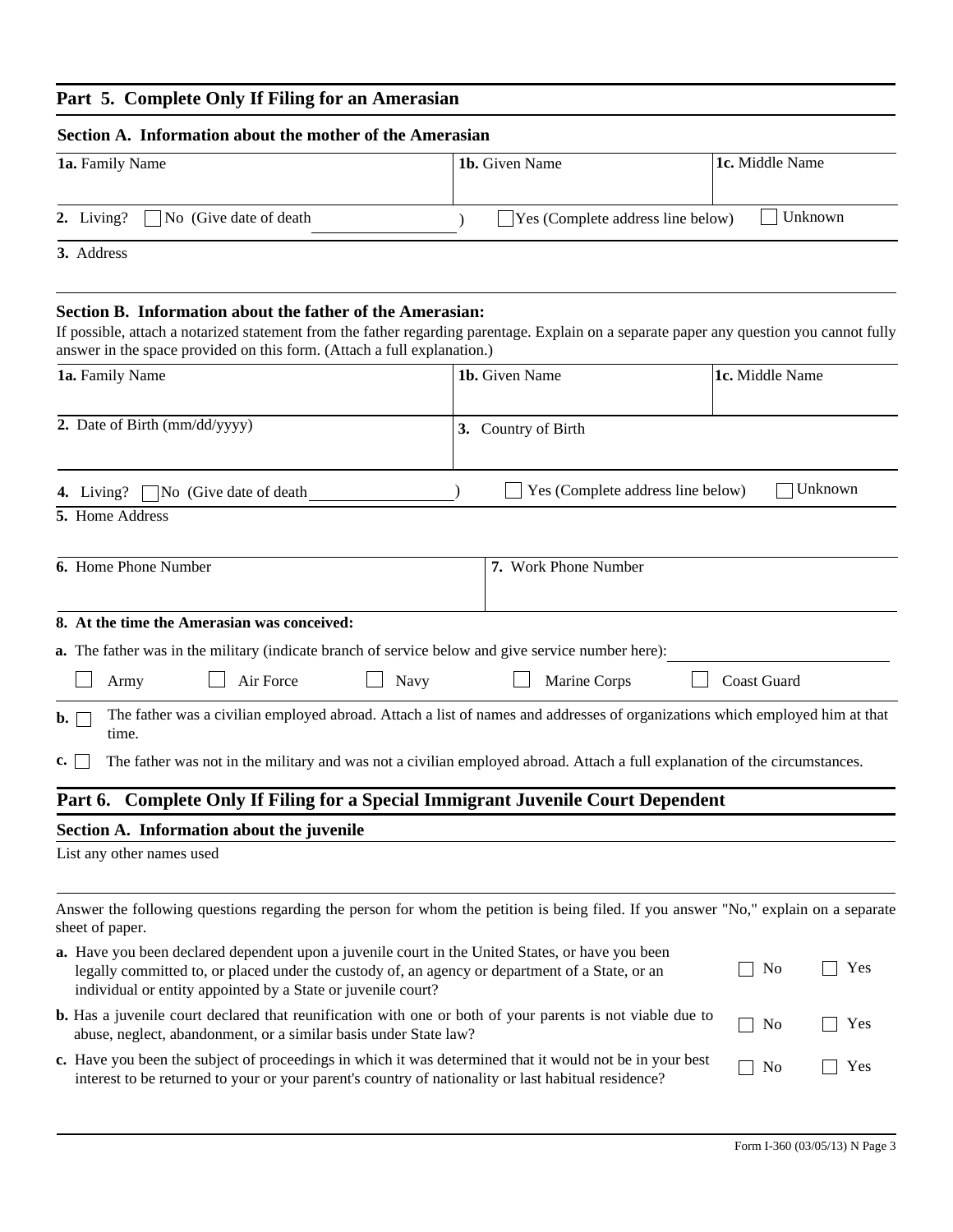## Part 5. Complete Only If Filing for an Amerasian

### Section A. Information about the mother of the Amerasian

| 1a. Family Name | 1b. Given Name | 1c. Middle Name |
|---|---|---|
| | | |

**2.** Living? ☐ No (Give date of death ____________ ) ☐ Yes (Complete address line below) ☐ Unknown

**3.** Address

### Section B. Information about the father of the Amerasian:

If possible, attach a notarized statement from the father regarding parentage. Explain on a separate paper any question you cannot fully answer in the space provided on this form. (Attach a full explanation.)

| 1a. Family Name | 1b. Given Name | 1c. Middle Name |
|---|---|---|
| | | |

| 2. Date of Birth (mm/dd/yyyy) | 3. Country of Birth |
|---|---|
| | |

**4.** Living? ☐ No (Give date of death ____________ ) ☐ Yes (Complete address line below) ☐ Unknown

**5.** Home Address

| 6. Home Phone Number | 7. Work Phone Number |
|---|---|
| | |

**8. At the time the Amerasian was conceived:**

**a.** The father was in the military (indicate branch of service below and give service number here): ____________

☐ Army ☐ Air Force ☐ Navy ☐ Marine Corps ☐ Coast Guard

**b.** ☐ The father was a civilian employed abroad. Attach a list of names and addresses of organizations which employed him at that time.

**c.** ☐ The father was not in the military and was not a civilian employed abroad. Attach a full explanation of the circumstances.

## Part 6. Complete Only If Filing for a Special Immigrant Juvenile Court Dependent

### Section A. Information about the juvenile

List any other names used

Answer the following questions regarding the person for whom the petition is being filed. If you answer "No," explain on a separate sheet of paper.

**a.** Have you been declared dependent upon a juvenile court in the United States, or have you been legally committed to, or placed under the custody of, an agency or department of a State, or an individual or entity appointed by a State or juvenile court? ☐ No ☐ Yes

**b.** Has a juvenile court declared that reunification with one or both of your parents is not viable due to abuse, neglect, abandonment, or a similar basis under State law? ☐ No ☐ Yes

**c.** Have you been the subject of proceedings in which it was determined that it would not be in your best interest to be returned to your or your parent's country of nationality or last habitual residence? ☐ No ☐ Yes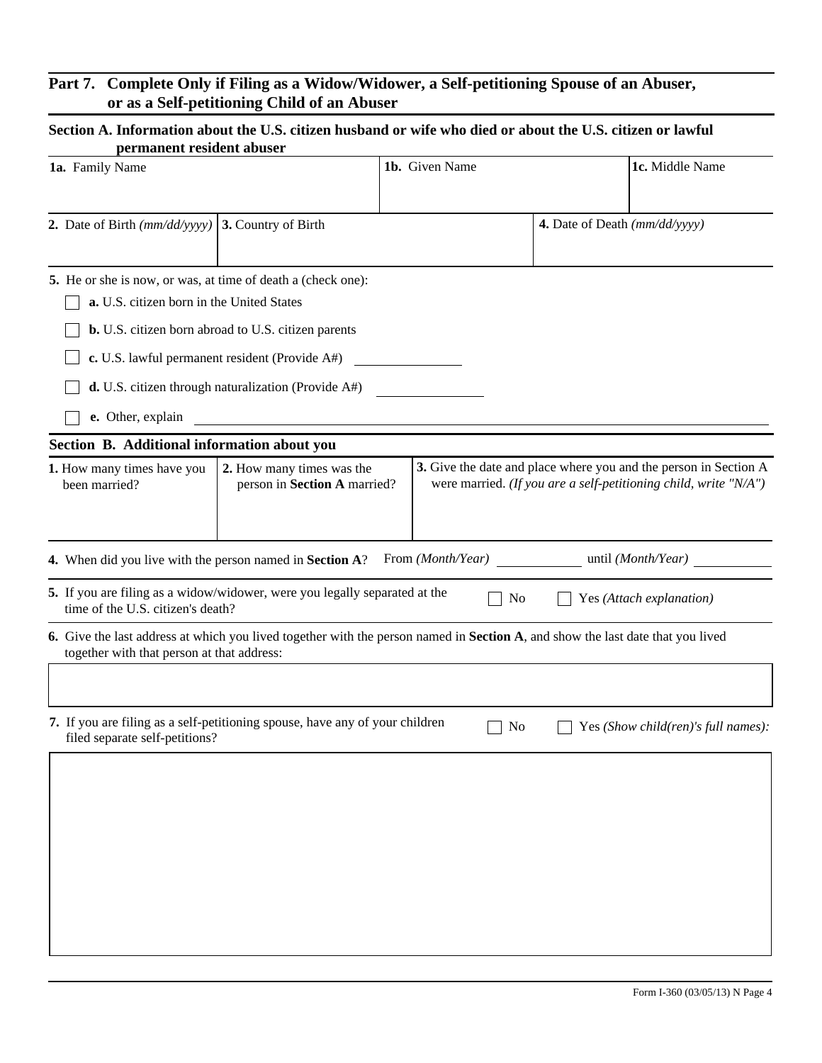## Part 7. Complete Only if Filing as a Widow/Widower, a Self-petitioning Spouse of an Abuser, or as a Self-petitioning Child of an Abuser

### Section A. Information about the U.S. citizen husband or wife who died or about the U.S. citizen or lawful permanent resident abuser

| **1a.** Family Name | **1b.** Given Name | **1c.** Middle Name |
|---|---|---|
| | | |

| **2.** Date of Birth *(mm/dd/yyyy)* | **3.** Country of Birth | **4.** Date of Death *(mm/dd/yyyy)* |
|---|---|---|
| | | |

**5.** He or she is now, or was, at time of death a (check one):

- ☐ **a.** U.S. citizen born in the United States
- ☐ **b.** U.S. citizen born abroad to U.S. citizen parents
- ☐ **c.** U.S. lawful permanent resident (Provide A#) ____________
- ☐ **d.** U.S. citizen through naturalization (Provide A#) ____________
- ☐ **e.** Other, explain ____________

### Section B. Additional information about you

| **1.** How many times have you been married? | **2.** How many times was the person in **Section A** married? | **3.** Give the date and place where you and the person in Section A were married. *(If you are a self-petitioning child, write "N/A")* |
|---|---|---|
| | | |

**4.** When did you live with the person named in **Section A**? From *(Month/Year)* ____________ until *(Month/Year)* ____________

**5.** If you are filing as a widow/widower, were you legally separated at the time of the U.S. citizen's death? ☐ No ☐ Yes *(Attach explanation)*

**6.** Give the last address at which you lived together with the person named in **Section A**, and show the last date that you lived together with that person at that address:

**7.** If you are filing as a self-petitioning spouse, have any of your children filed separate self-petitions? ☐ No ☐ Yes *(Show child(ren)'s full names):*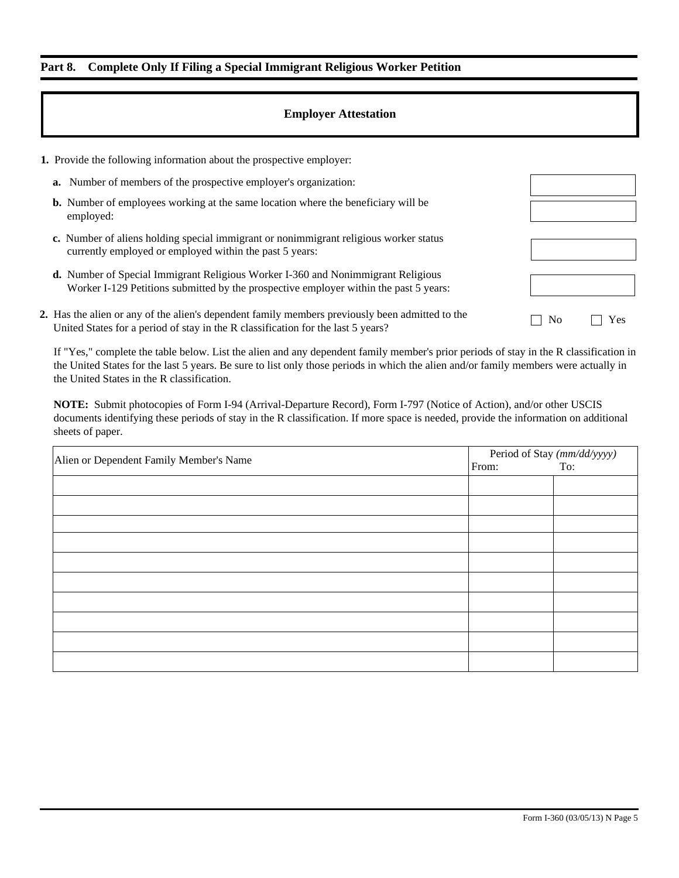## Part 8. Complete Only If Filing a Special Immigrant Religious Worker Petition

### Employer Attestation

**1.** Provide the following information about the prospective employer:

**a.** Number of members of the prospective employer's organization:

**b.** Number of employees working at the same location where the beneficiary will be employed:

**c.** Number of aliens holding special immigrant or nonimmigrant religious worker status currently employed or employed within the past 5 years:

**d.** Number of Special Immigrant Religious Worker I-360 and Nonimmigrant Religious Worker I-129 Petitions submitted by the prospective employer within the past 5 years:

**2.** Has the alien or any of the alien's dependent family members previously been admitted to the United States for a period of stay in the R classification for the last 5 years? ☐ No ☐ Yes

If "Yes," complete the table below. List the alien and any dependent family member's prior periods of stay in the R classification in the United States for the last 5 years. Be sure to list only those periods in which the alien and/or family members were actually in the United States in the R classification.

**NOTE:** Submit photocopies of Form I-94 (Arrival-Departure Record), Form I-797 (Notice of Action), and/or other USCIS documents identifying these periods of stay in the R classification. If more space is needed, provide the information on additional sheets of paper.

| Alien or Dependent Family Member's Name | Period of Stay *(mm/dd/yyyy)* From: | To: |
|---|---|---|
| | | |
| | | |
| | | |
| | | |
| | | |
| | | |
| | | |
| | | |
| | | |
| | | |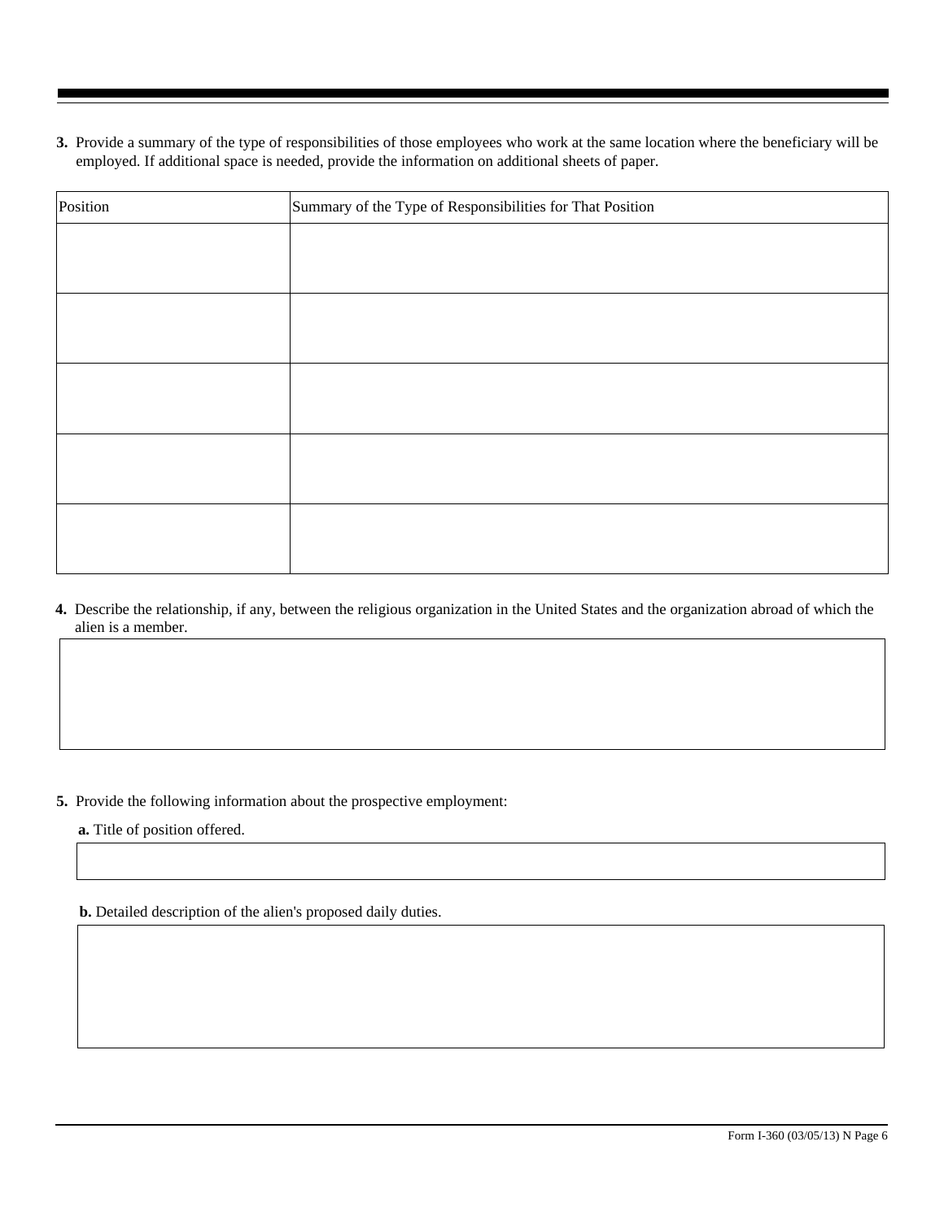**3.** Provide a summary of the type of responsibilities of those employees who work at the same location where the beneficiary will be employed. If additional space is needed, provide the information on additional sheets of paper.

| Position | Summary of the Type of Responsibilities for That Position |
|---|---|
| | |
| | |
| | |
| | |
| | |

**4.** Describe the relationship, if any, between the religious organization in the United States and the organization abroad of which the alien is a member.

**5.** Provide the following information about the prospective employment:

**a.** Title of position offered.

**b.** Detailed description of the alien's proposed daily duties.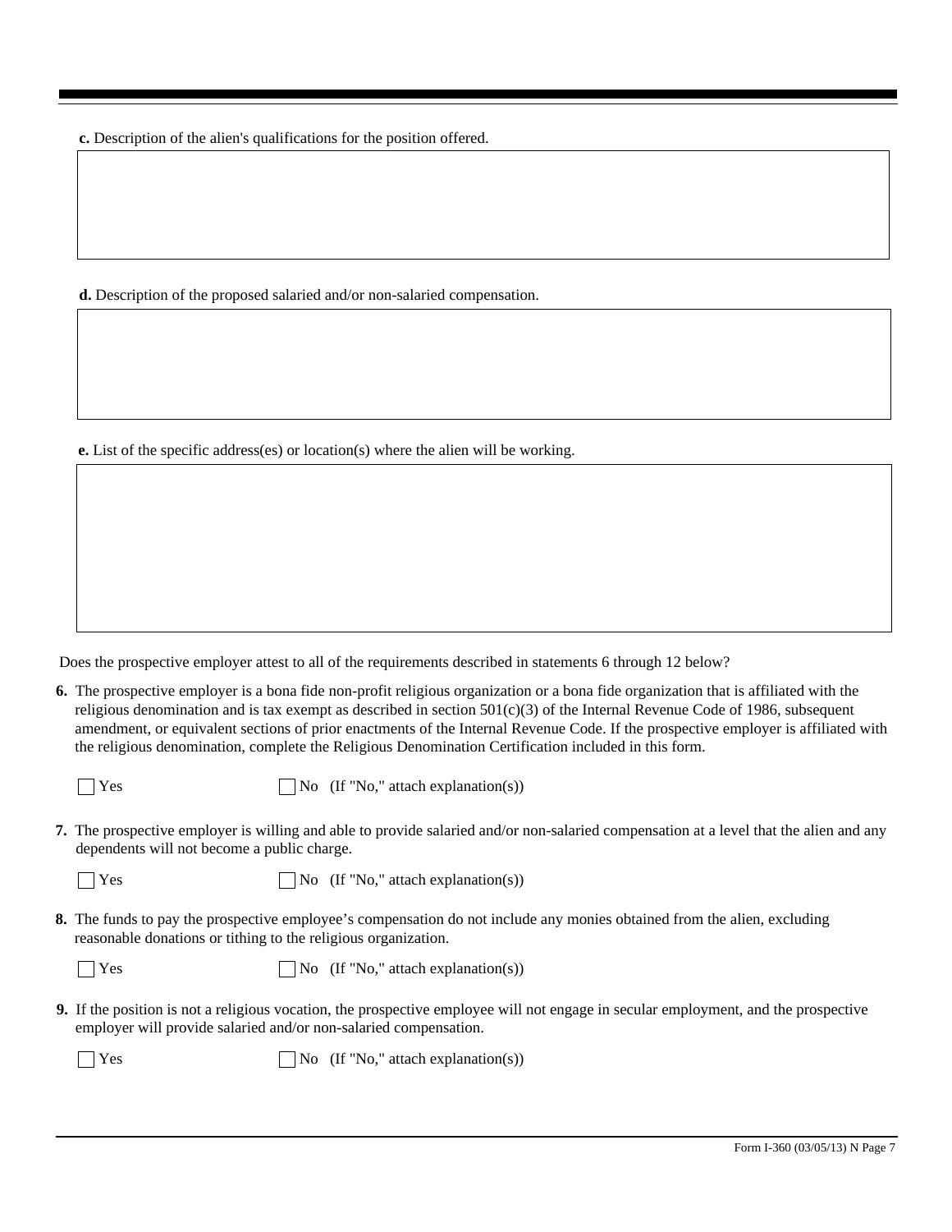**c.** Description of the alien's qualifications for the position offered.

**d.** Description of the proposed salaried and/or non-salaried compensation.

**e.** List of the specific address(es) or location(s) where the alien will be working.

Does the prospective employer attest to all of the requirements described in statements 6 through 12 below?

**6.** The prospective employer is a bona fide non-profit religious organization or a bona fide organization that is affiliated with the religious denomination and is tax exempt as described in section 501(c)(3) of the Internal Revenue Code of 1986, subsequent amendment, or equivalent sections of prior enactments of the Internal Revenue Code. If the prospective employer is affiliated with the religious denomination, complete the Religious Denomination Certification included in this form.

☐ Yes ☐ No (If "No," attach explanation(s))

**7.** The prospective employer is willing and able to provide salaried and/or non-salaried compensation at a level that the alien and any dependents will not become a public charge.

☐ Yes ☐ No (If "No," attach explanation(s))

**8.** The funds to pay the prospective employee's compensation do not include any monies obtained from the alien, excluding reasonable donations or tithing to the religious organization.

☐ Yes ☐ No (If "No," attach explanation(s))

**9.** If the position is not a religious vocation, the prospective employee will not engage in secular employment, and the prospective employer will provide salaried and/or non-salaried compensation.

☐ Yes ☐ No (If "No," attach explanation(s))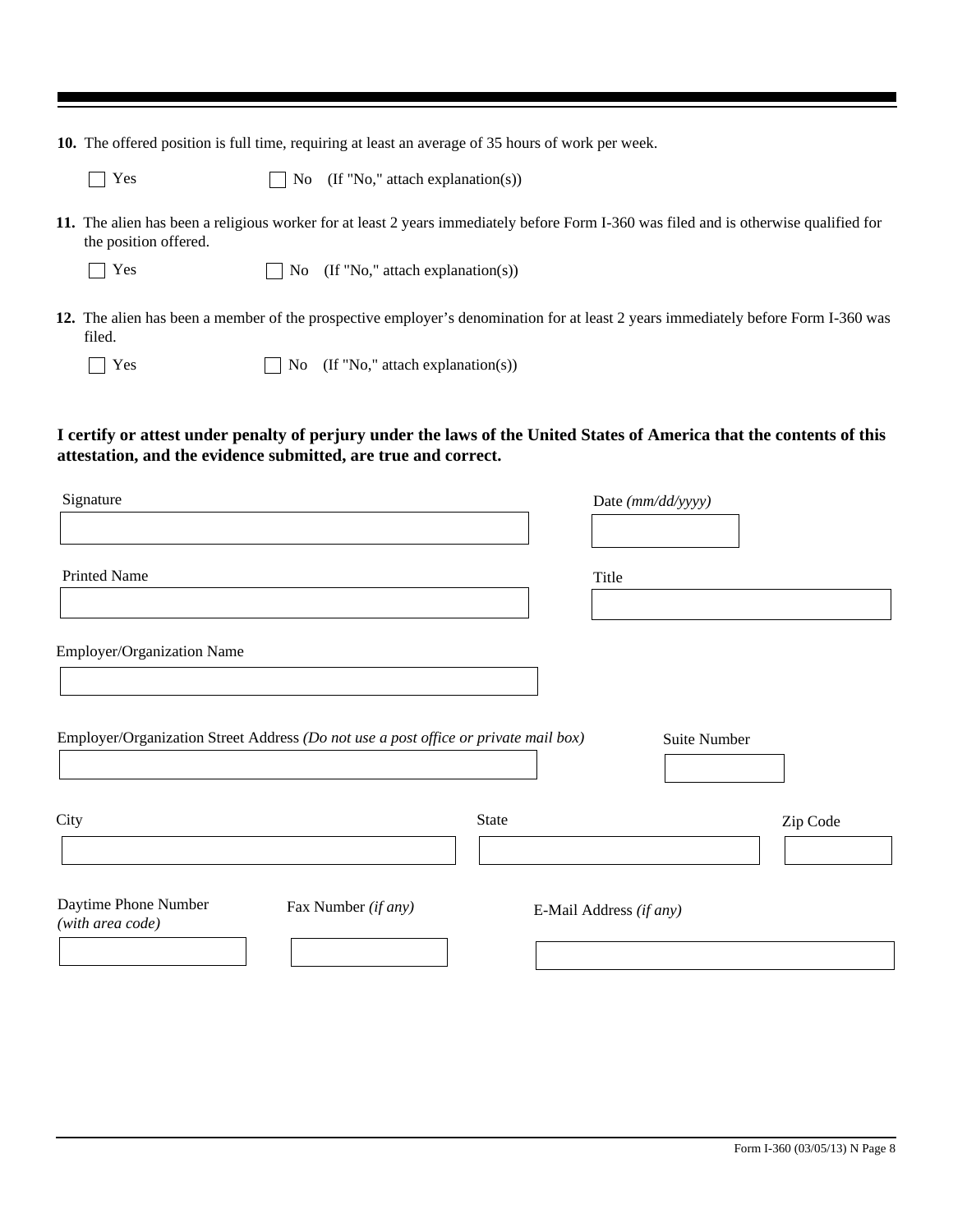**10.** The offered position is full time, requiring at least an average of 35 hours of work per week.

☐ Yes ☐ No (If "No," attach explanation(s))

**11.** The alien has been a religious worker for at least 2 years immediately before Form I-360 was filed and is otherwise qualified for the position offered.

☐ Yes ☐ No (If "No," attach explanation(s))

**12.** The alien has been a member of the prospective employer's denomination for at least 2 years immediately before Form I-360 was filed.

☐ Yes ☐ No (If "No," attach explanation(s))

**I certify or attest under penalty of perjury under the laws of the United States of America that the contents of this attestation, and the evidence submitted, are true and correct.**

Signature

Date *(mm/dd/yyyy)*

Printed Name

Title

Employer/Organization Name

Employer/Organization Street Address *(Do not use a post office or private mail box)*

Suite Number

City

State

Zip Code

Daytime Phone Number *(with area code)*

Fax Number *(if any)*

E-Mail Address *(if any)*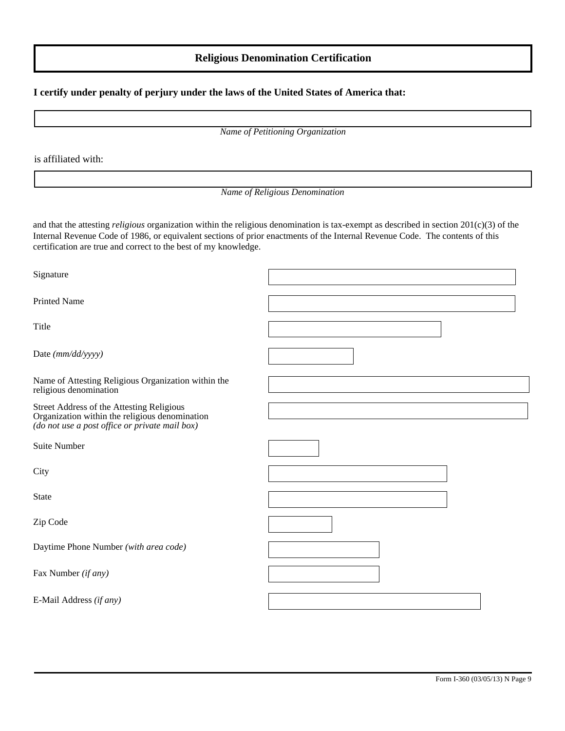## Religious Denomination Certification

**I certify under penalty of perjury under the laws of the United States of America that:**

*Name of Petitioning Organization*

is affiliated with:

*Name of Religious Denomination*

and that the attesting *religious* organization within the religious denomination is tax-exempt as described in section 201(c)(3) of the Internal Revenue Code of 1986, or equivalent sections of prior enactments of the Internal Revenue Code. The contents of this certification are true and correct to the best of my knowledge.

Signature

Printed Name

Title

Date *(mm/dd/yyyy)*

Name of Attesting Religious Organization within the religious denomination

Street Address of the Attesting Religious Organization within the religious denomination *(do not use a post office or private mail box)*

Suite Number

City

State

Zip Code

Daytime Phone Number *(with area code)*

Fax Number *(if any)*

E-Mail Address *(if any)*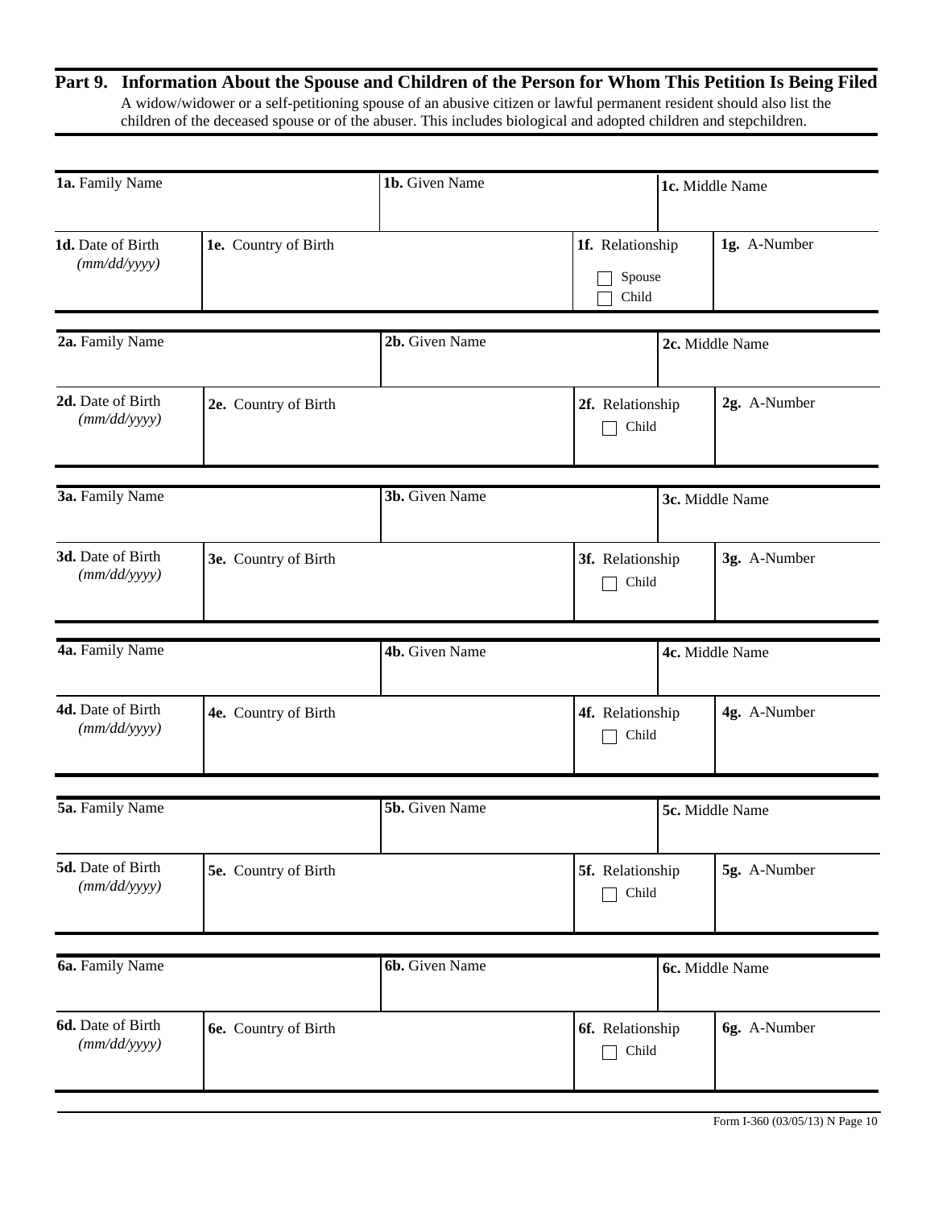## Part 9. Information About the Spouse and Children of the Person for Whom This Petition Is Being Filed

A widow/widower or a self-petitioning spouse of an abusive citizen or lawful permanent resident should also list the children of the deceased spouse or of the abuser. This includes biological and adopted children and stepchildren.

| **1a.** Family Name | | **1b.** Given Name | | **1c.** Middle Name |
|---|---|---|---|---|
| **1d.** Date of Birth *(mm/dd/yyyy)* | **1e.** Country of Birth | | **1f.** Relationship ☐ Spouse ☐ Child | **1g.** A-Number |

| **2a.** Family Name | | **2b.** Given Name | | **2c.** Middle Name |
|---|---|---|---|---|
| **2d.** Date of Birth *(mm/dd/yyyy)* | **2e.** Country of Birth | | **2f.** Relationship ☐ Child | **2g.** A-Number |

| **3a.** Family Name | | **3b.** Given Name | | **3c.** Middle Name |
|---|---|---|---|---|
| **3d.** Date of Birth *(mm/dd/yyyy)* | **3e.** Country of Birth | | **3f.** Relationship ☐ Child | **3g.** A-Number |

| **4a.** Family Name | | **4b.** Given Name | | **4c.** Middle Name |
|---|---|---|---|---|
| **4d.** Date of Birth *(mm/dd/yyyy)* | **4e.** Country of Birth | | **4f.** Relationship ☐ Child | **4g.** A-Number |

| **5a.** Family Name | | **5b.** Given Name | | **5c.** Middle Name |
|---|---|---|---|---|
| **5d.** Date of Birth *(mm/dd/yyyy)* | **5e.** Country of Birth | | **5f.** Relationship ☐ Child | **5g.** A-Number |

| **6a.** Family Name | | **6b.** Given Name | | **6c.** Middle Name |
|---|---|---|---|---|
| **6d.** Date of Birth *(mm/dd/yyyy)* | **6e.** Country of Birth | | **6f.** Relationship ☐ Child | **6g.** A-Number |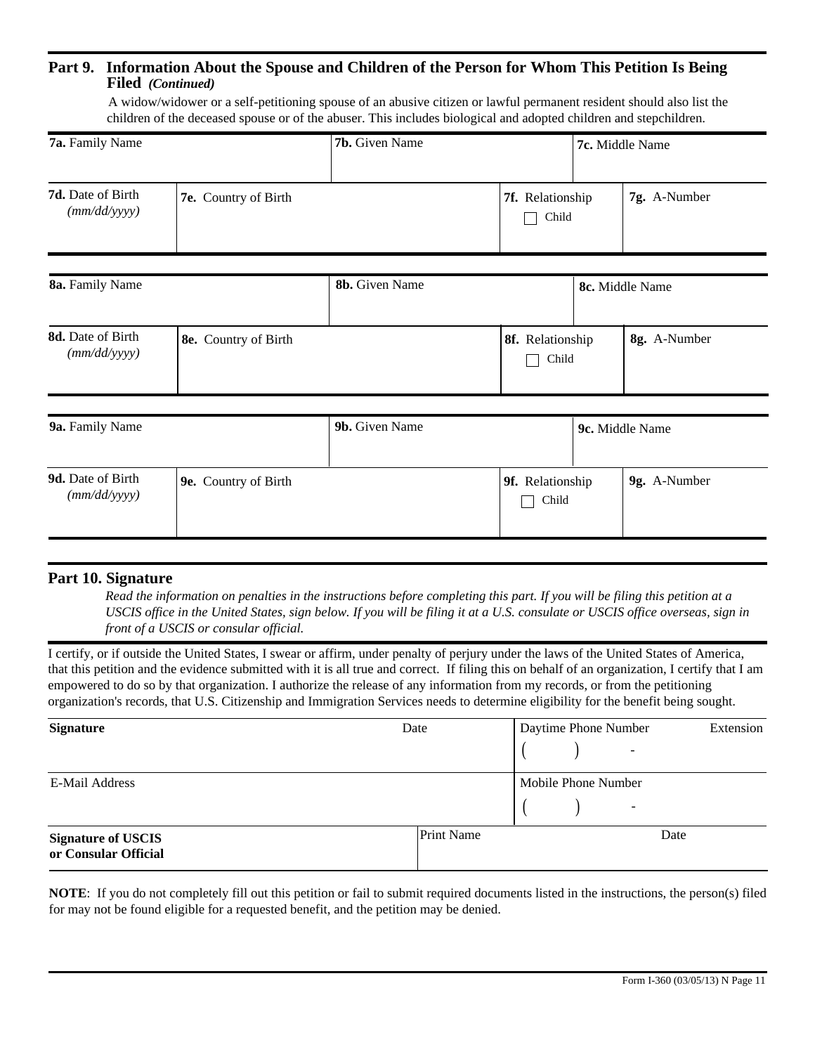## Part 9. Information About the Spouse and Children of the Person for Whom This Petition Is Being Filed *(Continued)*

A widow/widower or a self-petitioning spouse of an abusive citizen or lawful permanent resident should also list the children of the deceased spouse or of the abuser. This includes biological and adopted children and stepchildren.

| **7a.** Family Name | | **7b.** Given Name | **7c.** Middle Name |
|---|---|---|---|
| **7d.** Date of Birth *(mm/dd/yyyy)* | **7e.** Country of Birth | **7f.** Relationship ☐ Child | **7g.** A-Number |

| **8a.** Family Name | | **8b.** Given Name | **8c.** Middle Name |
|---|---|---|---|
| **8d.** Date of Birth *(mm/dd/yyyy)* | **8e.** Country of Birth | **8f.** Relationship ☐ Child | **8g.** A-Number |

| **9a.** Family Name | | **9b.** Given Name | **9c.** Middle Name |
|---|---|---|---|
| **9d.** Date of Birth *(mm/dd/yyyy)* | **9e.** Country of Birth | **9f.** Relationship ☐ Child | **9g.** A-Number |

## Part 10. Signature

*Read the information on penalties in the instructions before completing this part. If you will be filing this petition at a USCIS office in the United States, sign below. If you will be filing it at a U.S. consulate or USCIS office overseas, sign in front of a USCIS or consular official.*

I certify, or if outside the United States, I swear or affirm, under penalty of perjury under the laws of the United States of America, that this petition and the evidence submitted with it is all true and correct. If filing this on behalf of an organization, I certify that I am empowered to do so by that organization. I authorize the release of any information from my records, or from the petitioning organization's records, that U.S. Citizenship and Immigration Services needs to determine eligibility for the benefit being sought.

| **Signature** | Date | Daytime Phone Number ( ) - | Extension |
|---|---|---|---|
| E-Mail Address | | Mobile Phone Number ( ) - | |
| **Signature of USCIS or Consular Official** | Print Name | | Date |

**NOTE**: If you do not completely fill out this petition or fail to submit required documents listed in the instructions, the person(s) filed for may not be found eligible for a requested benefit, and the petition may be denied.

Form I-360 (03/05/13) N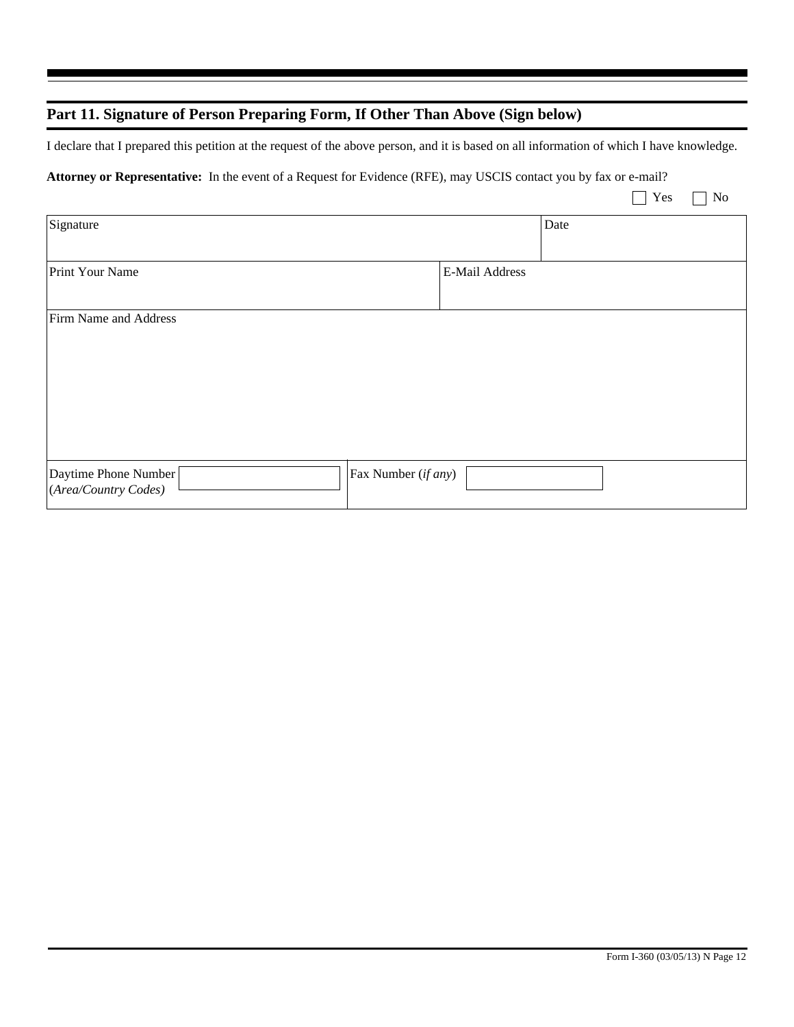## Part 11. Signature of Person Preparing Form, If Other Than Above (Sign below)

I declare that I prepared this petition at the request of the above person, and it is based on all information of which I have knowledge.

**Attorney or Representative:** In the event of a Request for Evidence (RFE), may USCIS contact you by fax or e-mail?

☐ Yes ☐ No

| | | | |
|---|---|---|---|
| Signature | | | Date |
| Print Your Name | | E-Mail Address | |
| Firm Name and Address | | | |
| Daytime Phone Number (*Area/Country Codes*) | | Fax Number (*if any*) | |